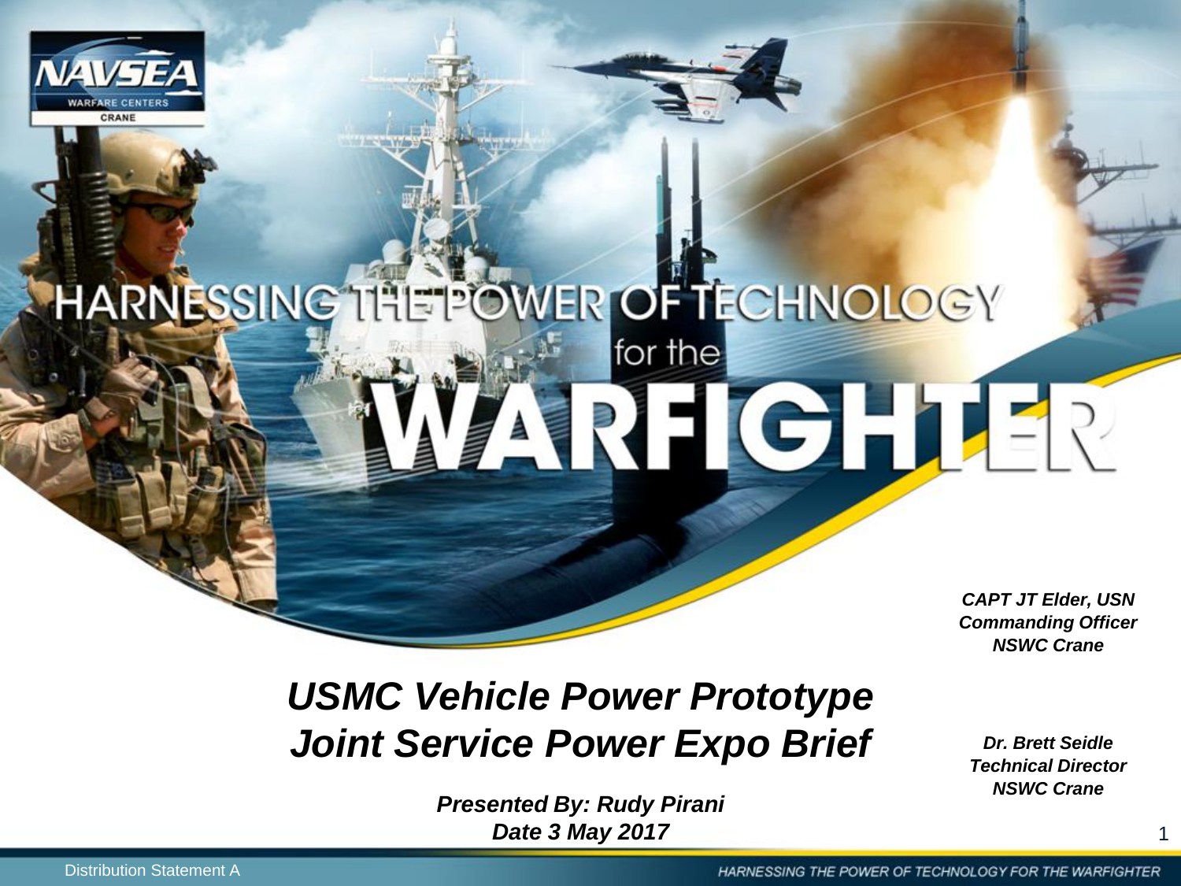NAVSEA WARFARE CENTERS CRANE

# HARNESSING THE POWER OF TECHNOLOGY for the WARFIGHTER

*CAPT JT Elder, USN*
*Commanding Officer*
*NSWC Crane*

## *USMC Vehicle Power Prototype Joint Service Power Expo Brief*

*Dr. Brett Seidle*
*Technical Director*
*NSWC Crane*

***Presented By: Rudy Pirani***
***Date 3 May 2017***

Distribution Statement A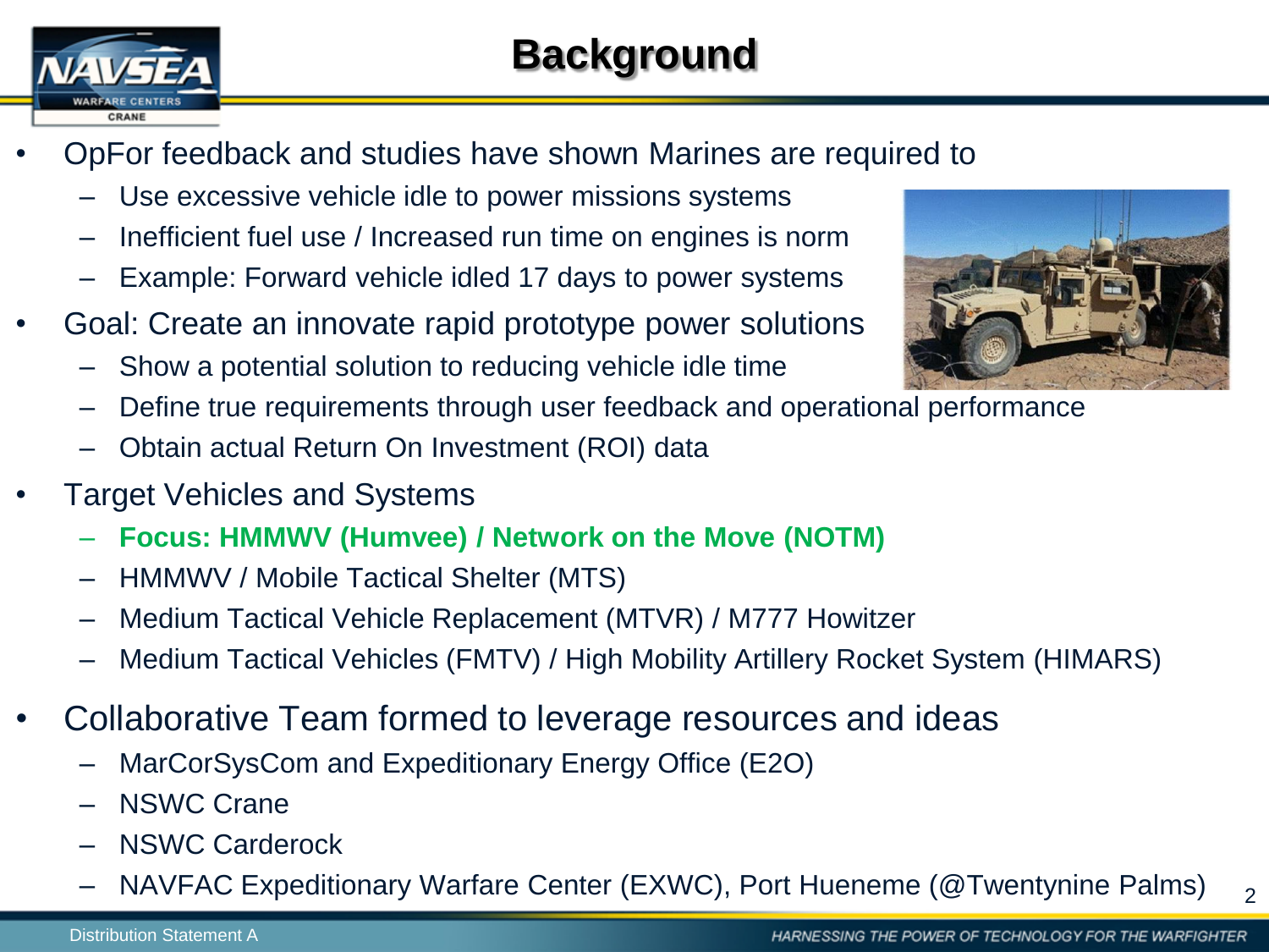# Background

- OpFor feedback and studies have shown Marines are required to
  - Use excessive vehicle idle to power missions systems
  - Inefficient fuel use / Increased run time on engines is norm
  - Example: Forward vehicle idled 17 days to power systems
- Goal: Create an innovate rapid prototype power solutions
  - Show a potential solution to reducing vehicle idle time
  - Define true requirements through user feedback and operational performance
  - Obtain actual Return On Investment (ROI) data
- Target Vehicles and Systems
  - **Focus: HMMWV (Humvee) / Network on the Move (NOTM)**
  - HMMWV / Mobile Tactical Shelter (MTS)
  - Medium Tactical Vehicle Replacement (MTVR) / M777 Howitzer
  - Medium Tactical Vehicles (FMTV) / High Mobility Artillery Rocket System (HIMARS)
- Collaborative Team formed to leverage resources and ideas
  - MarCorSysCom and Expeditionary Energy Office (E2O)
  - NSWC Crane
  - NSWC Carderock
  - NAVFAC Expeditionary Warfare Center (EXWC), Port Hueneme (@Twentynine Palms)

Distribution Statement A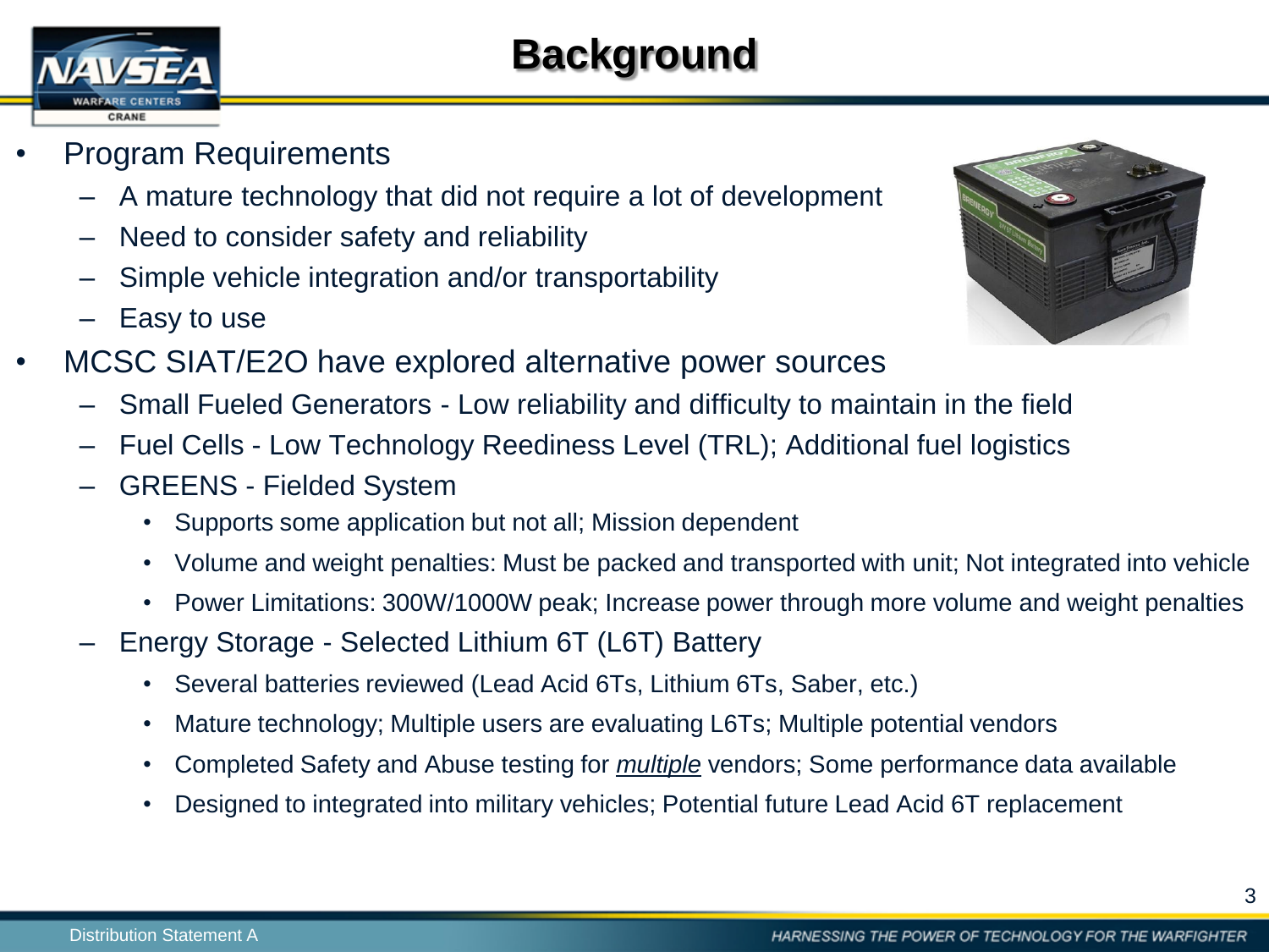# Background

- Program Requirements
  - A mature technology that did not require a lot of development
  - Need to consider safety and reliability
  - Simple vehicle integration and/or transportability
  - Easy to use
- MCSC SIAT/E2O have explored alternative power sources
  - Small Fueled Generators - Low reliability and difficulty to maintain in the field
  - Fuel Cells - Low Technology Reediness Level (TRL); Additional fuel logistics
  - GREENS - Fielded System
    - Supports some application but not all; Mission dependent
    - Volume and weight penalties: Must be packed and transported with unit; Not integrated into vehicle
    - Power Limitations: 300W/1000W peak; Increase power through more volume and weight penalties
  - Energy Storage - Selected Lithium 6T (L6T) Battery
    - Several batteries reviewed (Lead Acid 6Ts, Lithium 6Ts, Saber, etc.)
    - Mature technology; Multiple users are evaluating L6Ts; Multiple potential vendors
    - Completed Safety and Abuse testing for *multiple* vendors; Some performance data available
    - Designed to integrated into military vehicles; Potential future Lead Acid 6T replacement

Distribution Statement A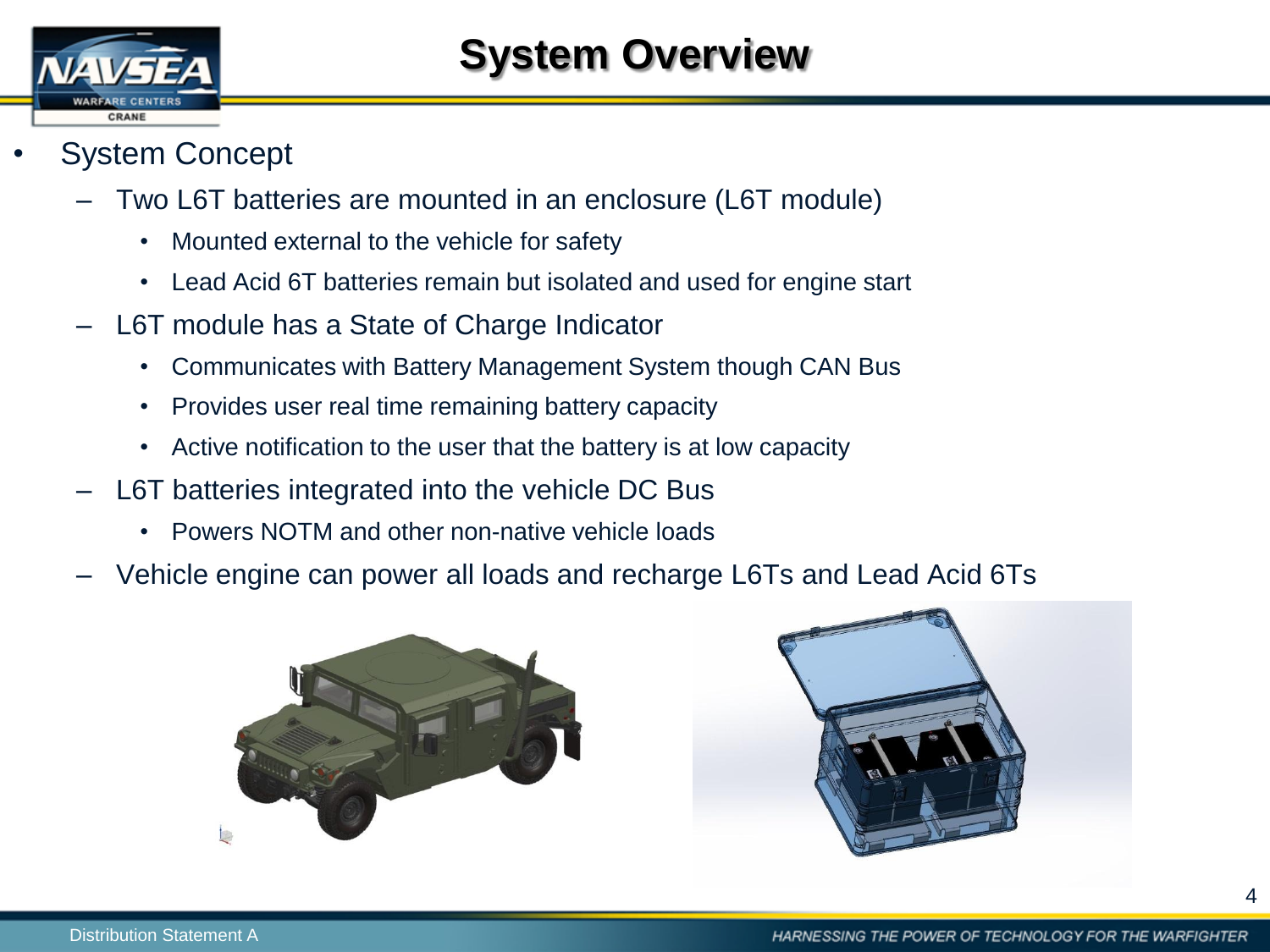# System Overview

- System Concept
  - Two L6T batteries are mounted in an enclosure (L6T module)
    - Mounted external to the vehicle for safety
    - Lead Acid 6T batteries remain but isolated and used for engine start
  - L6T module has a State of Charge Indicator
    - Communicates with Battery Management System though CAN Bus
    - Provides user real time remaining battery capacity
    - Active notification to the user that the battery is at low capacity
  - L6T batteries integrated into the vehicle DC Bus
    - Powers NOTM and other non-native vehicle loads
  - Vehicle engine can power all loads and recharge L6Ts and Lead Acid 6Ts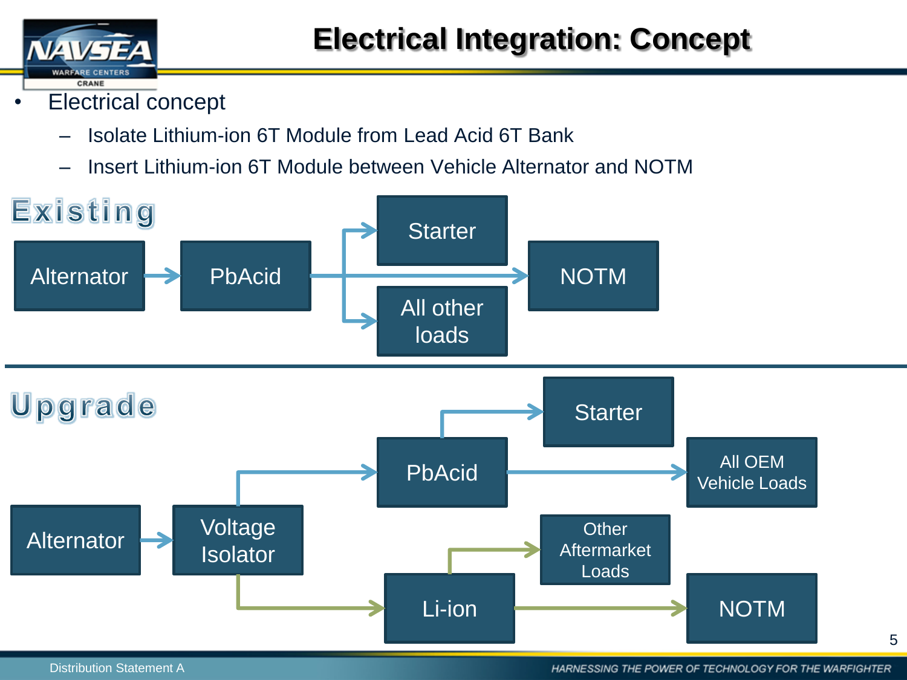# Electrical Integration: Concept

- Electrical concept
  - Isolate Lithium-ion 6T Module from Lead Acid 6T Bank
  - Insert Lithium-ion 6T Module between Vehicle Alternator and NOTM

**Existing**

Alternator → PbAcid → Starter / NOTM / All other loads

**Upgrade**

Alternator → Voltage Isolator → PbAcid → Starter / All OEM Vehicle Loads

Voltage Isolator → Li-ion → Other Aftermarket Loads / NOTM

Distribution Statement A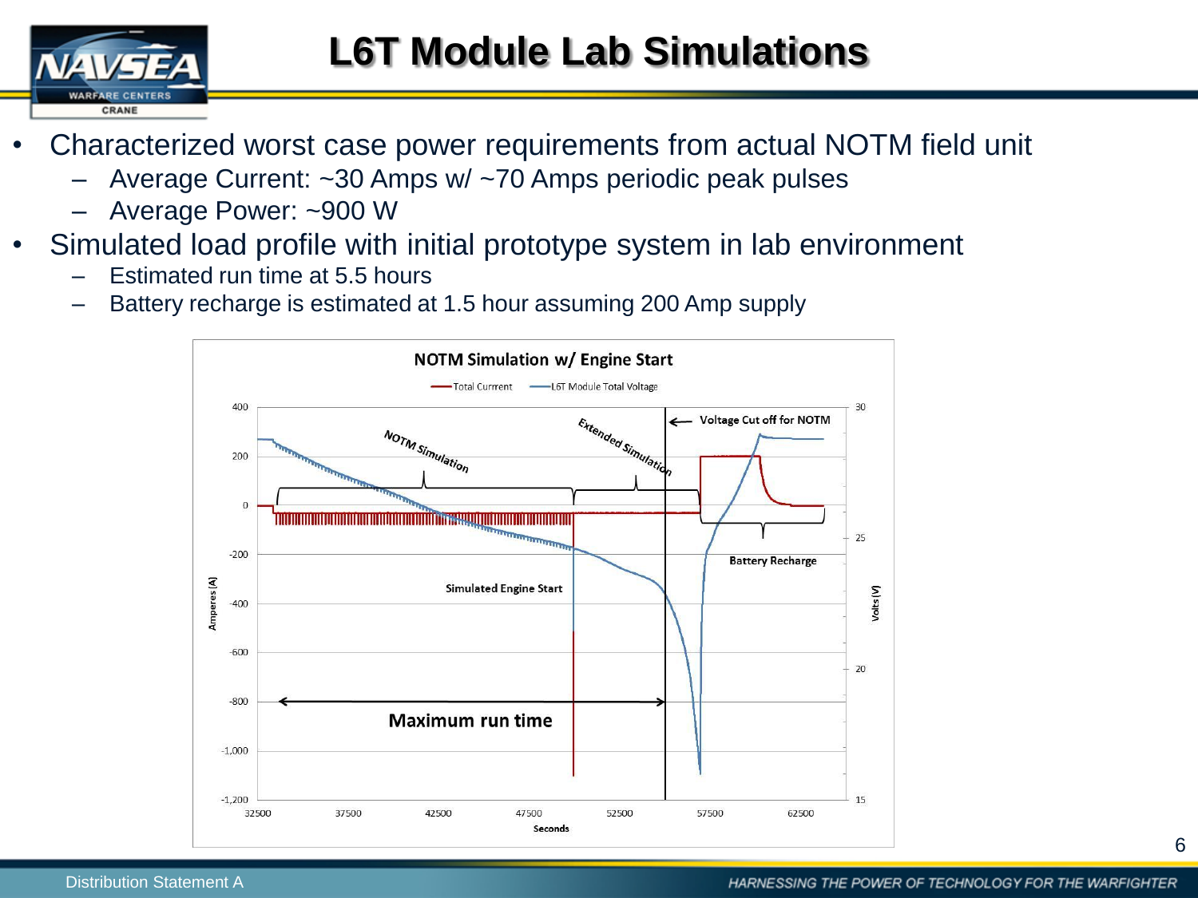# L6T Module Lab Simulations

- Characterized worst case power requirements from actual NOTM field unit
  - Average Current: ~30 Amps w/ ~70 Amps periodic peak pulses
  - Average Power: ~900 W
- Simulated load profile with initial prototype system in lab environment
  - Estimated run time at 5.5 hours
  - Battery recharge is estimated at 1.5 hour assuming 200 Amp supply

NOTM Simulation w/ Engine Start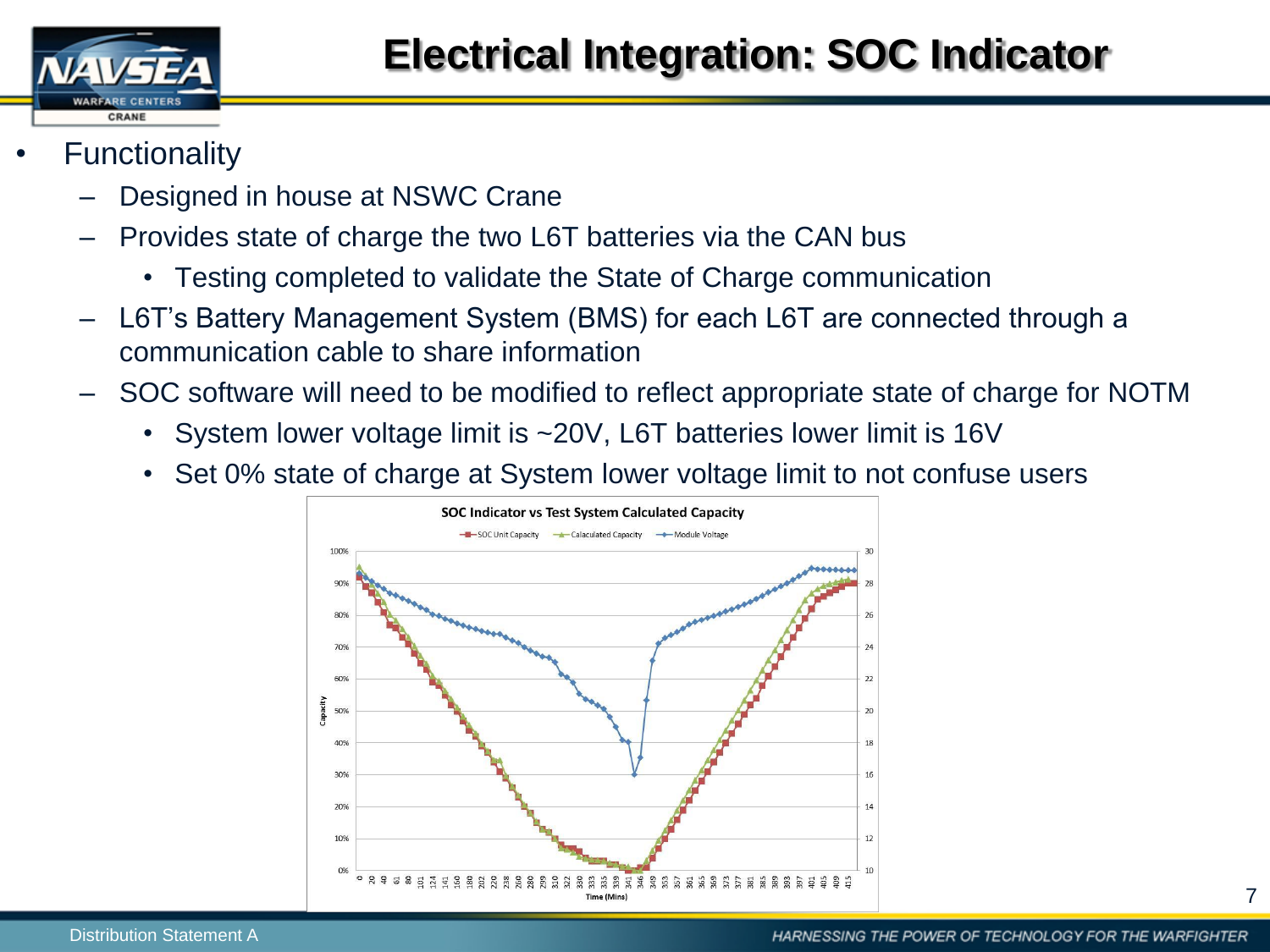# Electrical Integration: SOC Indicator

- Functionality
  - Designed in house at NSWC Crane
  - Provides state of charge the two L6T batteries via the CAN bus
    - Testing completed to validate the State of Charge communication
  - L6T's Battery Management System (BMS) for each L6T are connected through a communication cable to share information
  - SOC software will need to be modified to reflect appropriate state of charge for NOTM
    - System lower voltage limit is ~20V, L6T batteries lower limit is 16V
    - Set 0% state of charge at System lower voltage limit to not confuse users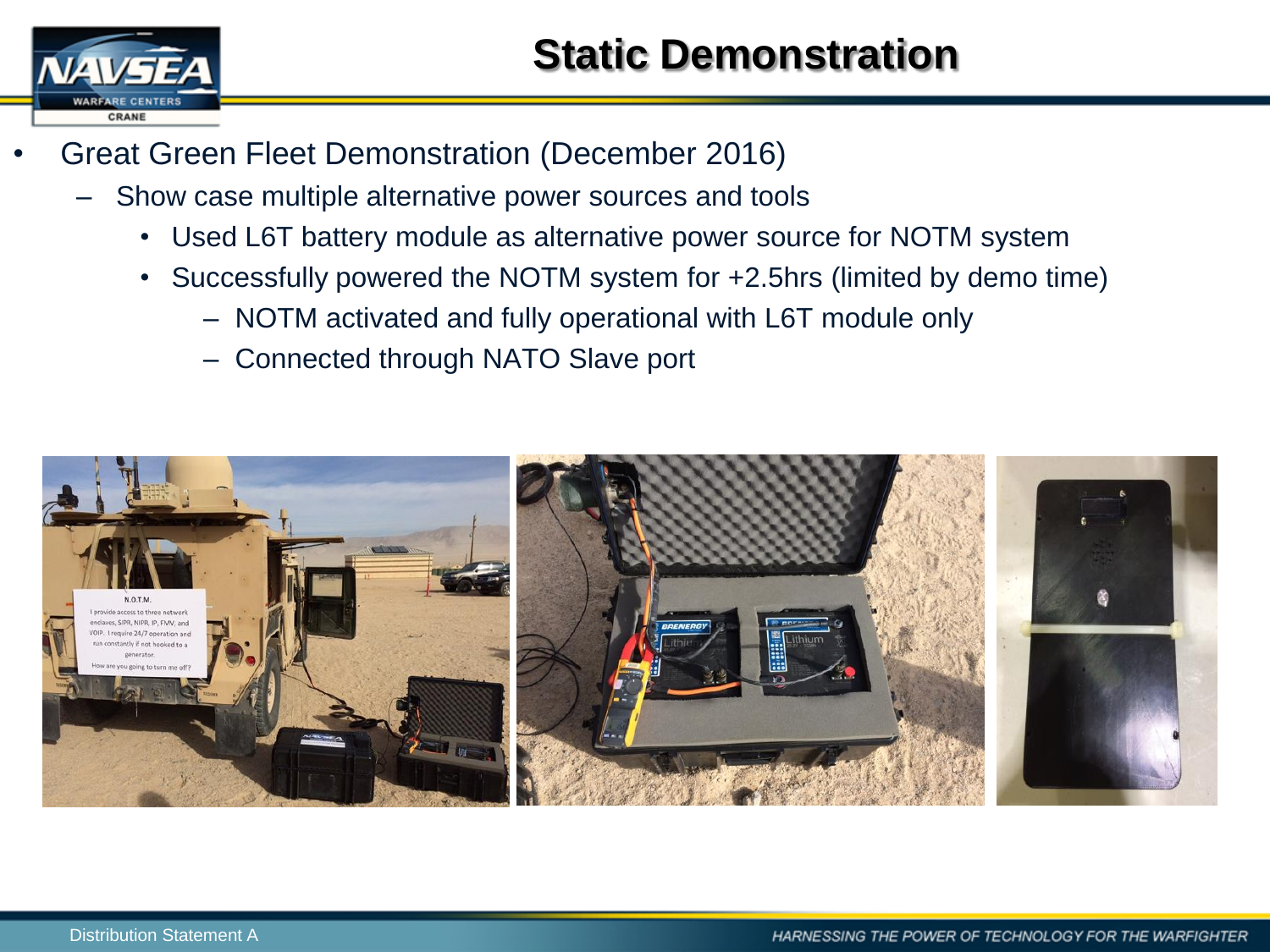# Static Demonstration

- Great Green Fleet Demonstration (December 2016)
  - Show case multiple alternative power sources and tools
    - Used L6T battery module as alternative power source for NOTM system
    - Successfully powered the NOTM system for +2.5hrs (limited by demo time)
      - NOTM activated and fully operational with L6T module only
      - Connected through NATO Slave port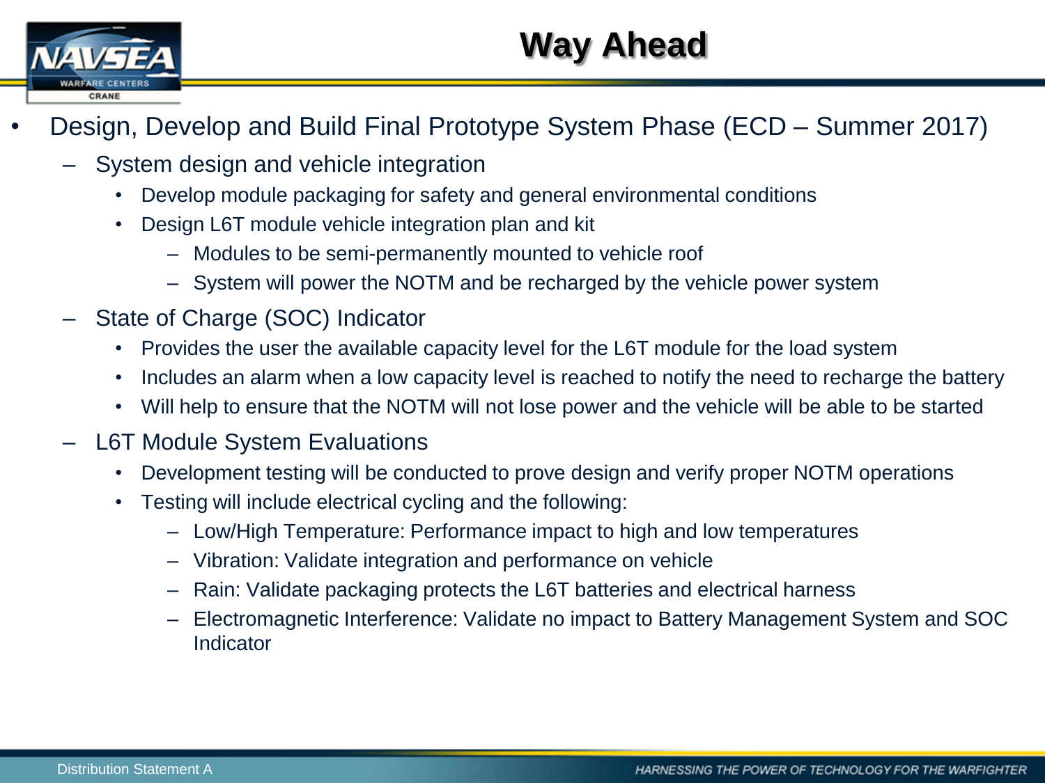# Way Ahead

- Design, Develop and Build Final Prototype System Phase (ECD – Summer 2017)
  - System design and vehicle integration
    - Develop module packaging for safety and general environmental conditions
    - Design L6T module vehicle integration plan and kit
      - Modules to be semi-permanently mounted to vehicle roof
      - System will power the NOTM and be recharged by the vehicle power system
  - State of Charge (SOC) Indicator
    - Provides the user the available capacity level for the L6T module for the load system
    - Includes an alarm when a low capacity level is reached to notify the need to recharge the battery
    - Will help to ensure that the NOTM will not lose power and the vehicle will be able to be started
  - L6T Module System Evaluations
    - Development testing will be conducted to prove design and verify proper NOTM operations
    - Testing will include electrical cycling and the following:
      - Low/High Temperature: Performance impact to high and low temperatures
      - Vibration: Validate integration and performance on vehicle
      - Rain: Validate packaging protects the L6T batteries and electrical harness
      - Electromagnetic Interference: Validate no impact to Battery Management System and SOC Indicator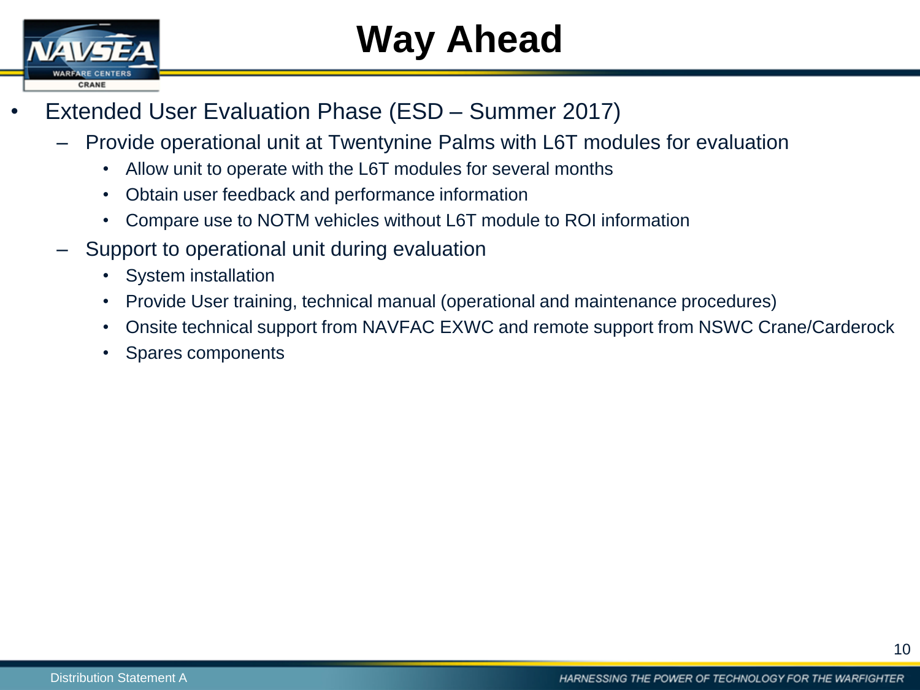# Way Ahead

- Extended User Evaluation Phase (ESD – Summer 2017)
  - Provide operational unit at Twentynine Palms with L6T modules for evaluation
    - Allow unit to operate with the L6T modules for several months
    - Obtain user feedback and performance information
    - Compare use to NOTM vehicles without L6T module to ROI information
  - Support to operational unit during evaluation
    - System installation
    - Provide User training, technical manual (operational and maintenance procedures)
    - Onsite technical support from NAVFAC EXWC and remote support from NSWC Crane/Carderock
    - Spares components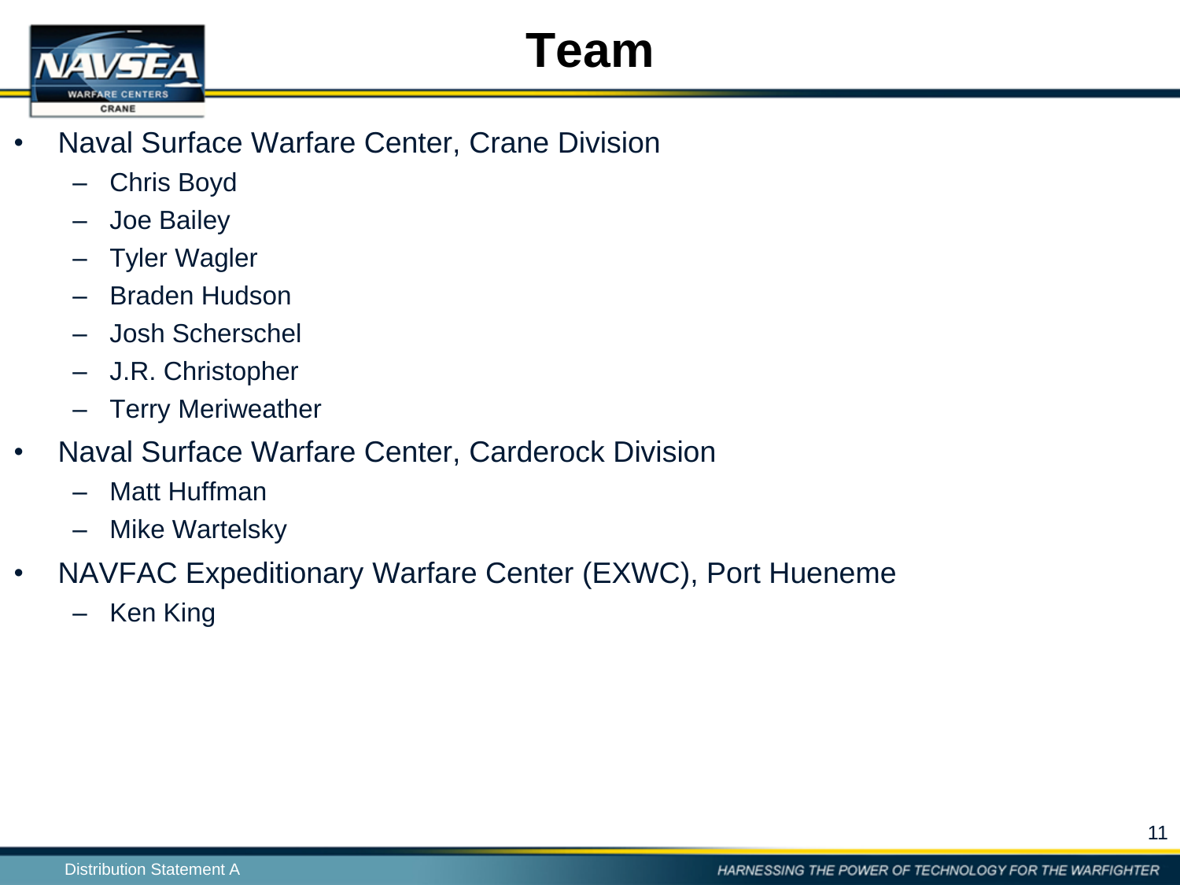# Team

- Naval Surface Warfare Center, Crane Division
  - Chris Boyd
  - Joe Bailey
  - Tyler Wagler
  - Braden Hudson
  - Josh Scherschel
  - J.R. Christopher
  - Terry Meriweather
- Naval Surface Warfare Center, Carderock Division
  - Matt Huffman
  - Mike Wartelsky
- NAVFAC Expeditionary Warfare Center (EXWC), Port Hueneme
  - Ken King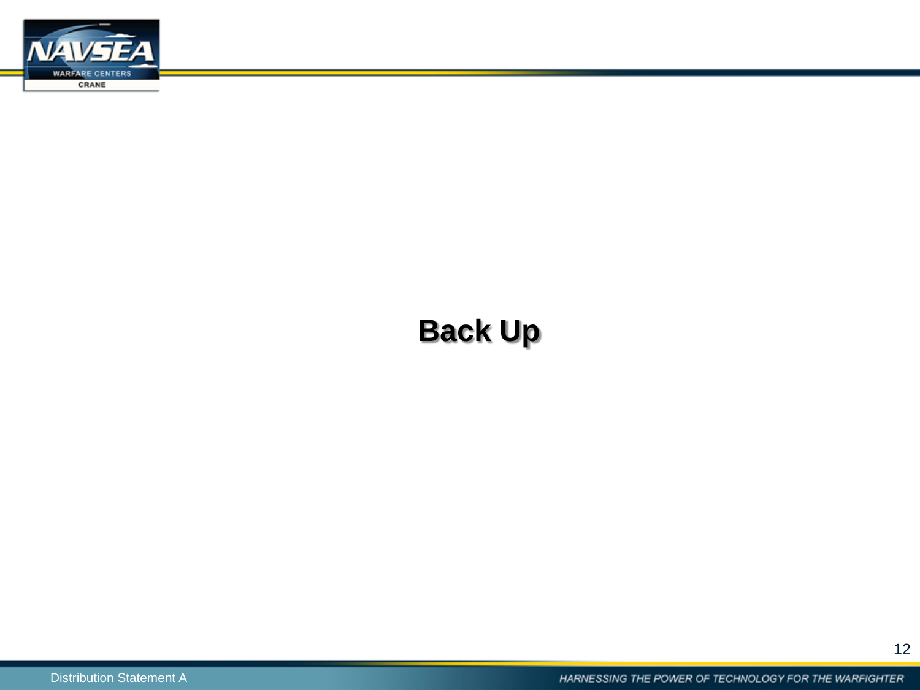# Back Up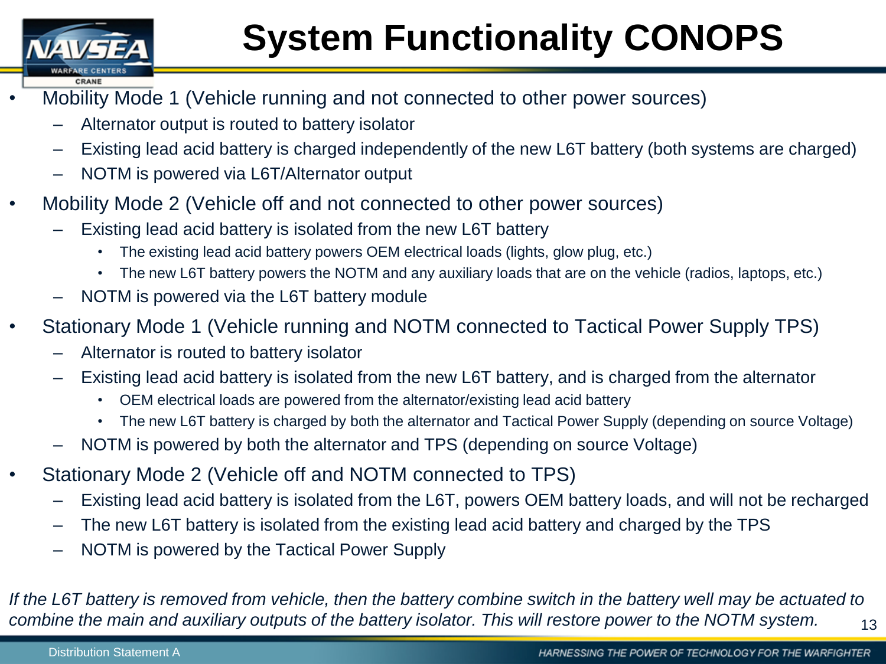# System Functionality CONOPS

- Mobility Mode 1 (Vehicle running and not connected to other power sources)
  - Alternator output is routed to battery isolator
  - Existing lead acid battery is charged independently of the new L6T battery (both systems are charged)
  - NOTM is powered via L6T/Alternator output
- Mobility Mode 2 (Vehicle off and not connected to other power sources)
  - Existing lead acid battery is isolated from the new L6T battery
    - The existing lead acid battery powers OEM electrical loads (lights, glow plug, etc.)
    - The new L6T battery powers the NOTM and any auxiliary loads that are on the vehicle (radios, laptops, etc.)
  - NOTM is powered via the L6T battery module
- Stationary Mode 1 (Vehicle running and NOTM connected to Tactical Power Supply TPS)
  - Alternator is routed to battery isolator
  - Existing lead acid battery is isolated from the new L6T battery, and is charged from the alternator
    - OEM electrical loads are powered from the alternator/existing lead acid battery
    - The new L6T battery is charged by both the alternator and Tactical Power Supply (depending on source Voltage)
  - NOTM is powered by both the alternator and TPS (depending on source Voltage)
- Stationary Mode 2 (Vehicle off and NOTM connected to TPS)
  - Existing lead acid battery is isolated from the L6T, powers OEM battery loads, and will not be recharged
  - The new L6T battery is isolated from the existing lead acid battery and charged by the TPS
  - NOTM is powered by the Tactical Power Supply

*If the L6T battery is removed from vehicle, then the battery combine switch in the battery well may be actuated to combine the main and auxiliary outputs of the battery isolator. This will restore power to the NOTM system.*